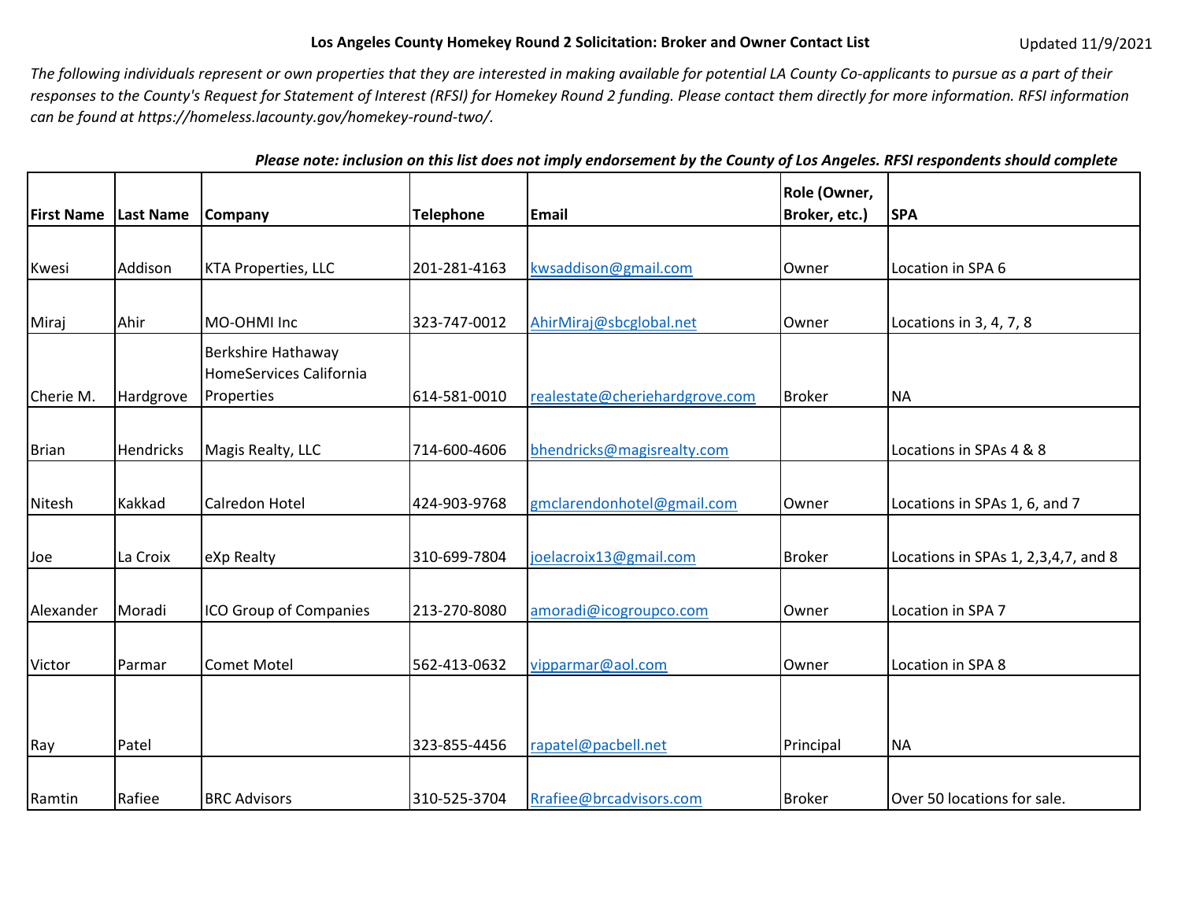**Los Angeles County Homekey Round 2 Solicitation: Broker and Owner Contact List**

Updated 11/9/2021

*The following individuals represent or own properties that they are interested in making available for potential LA County Co-applicants to pursue as a part of their responses to the County's Request for Statement of Interest (RFSI) for Homekey Round 2 funding. Please contact them directly for more information. RFSI information can be found at https://homeless.lacounty.gov/homekey-round-two/.*

***Please note: inclusion on this list does not imply endorsement by the County of Los Angeles. RFSI respondents should complete***

| First Name | Last Name | Company | Telephone | Email | Role (Owner, Broker, etc.) | SPA |
|---|---|---|---|---|---|---|
| Kwesi | Addison | KTA Properties, LLC | 201-281-4163 | kwsaddison@gmail.com | Owner | Location in SPA 6 |
| Miraj | Ahir | MO-OHMI Inc | 323-747-0012 | AhirMiraj@sbcglobal.net | Owner | Locations in 3, 4, 7, 8 |
| Cherie M. | Hardgrove | Berkshire Hathaway HomeServices California Properties | 614-581-0010 | realestate@cheriehardgrove.com | Broker | NA |
| Brian | Hendricks | Magis Realty, LLC | 714-600-4606 | bhendricks@magisrealty.com | | Locations in SPAs 4 & 8 |
| Nitesh | Kakkad | Calredon Hotel | 424-903-9768 | gmclarendonhotel@gmail.com | Owner | Locations in SPAs 1, 6, and 7 |
| Joe | La Croix | eXp Realty | 310-699-7804 | joelacroix13@gmail.com | Broker | Locations in SPAs 1, 2,3,4,7, and 8 |
| Alexander | Moradi | ICO Group of Companies | 213-270-8080 | amoradi@icogroupco.com | Owner | Location in SPA 7 |
| Victor | Parmar | Comet Motel | 562-413-0632 | vipparmar@aol.com | Owner | Location in SPA 8 |
| Ray | Patel | | 323-855-4456 | rapatel@pacbell.net | Principal | NA |
| Ramtin | Rafiee | BRC Advisors | 310-525-3704 | Rrafiee@brcadvisors.com | Broker | Over 50 locations for sale. |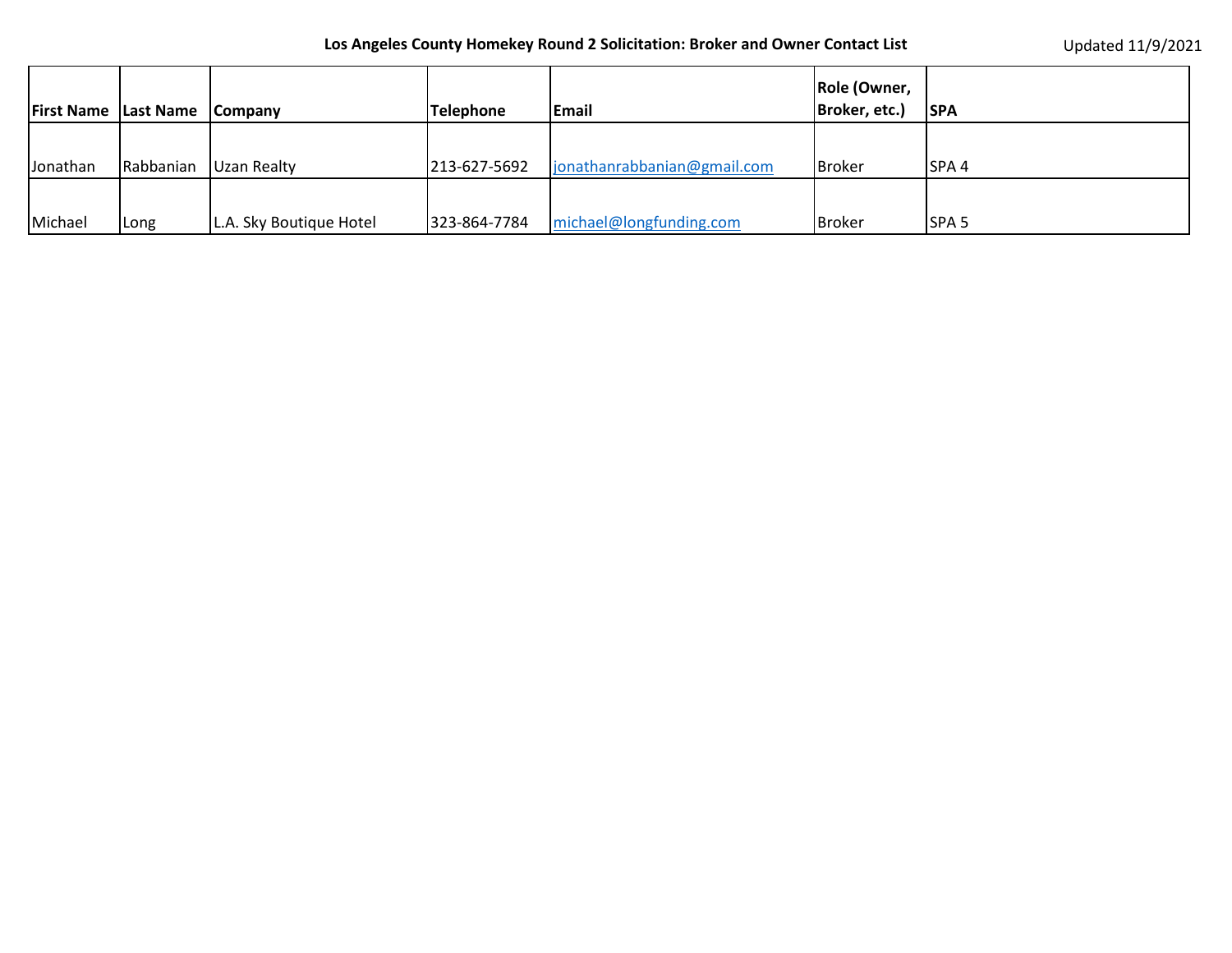**Los Angeles County Homekey Round 2 Solicitation: Broker and Owner Contact List**

Updated 11/9/2021

| First Name | Last Name | Company | Telephone | Email | Role (Owner, Broker, etc.) | SPA |
|---|---|---|---|---|---|---|
| Jonathan | Rabbanian | Uzan Realty | 213-627-5692 | jonathanrabbanian@gmail.com | Broker | SPA 4 |
| Michael | Long | L.A. Sky Boutique Hotel | 323-864-7784 | michael@longfunding.com | Broker | SPA 5 |